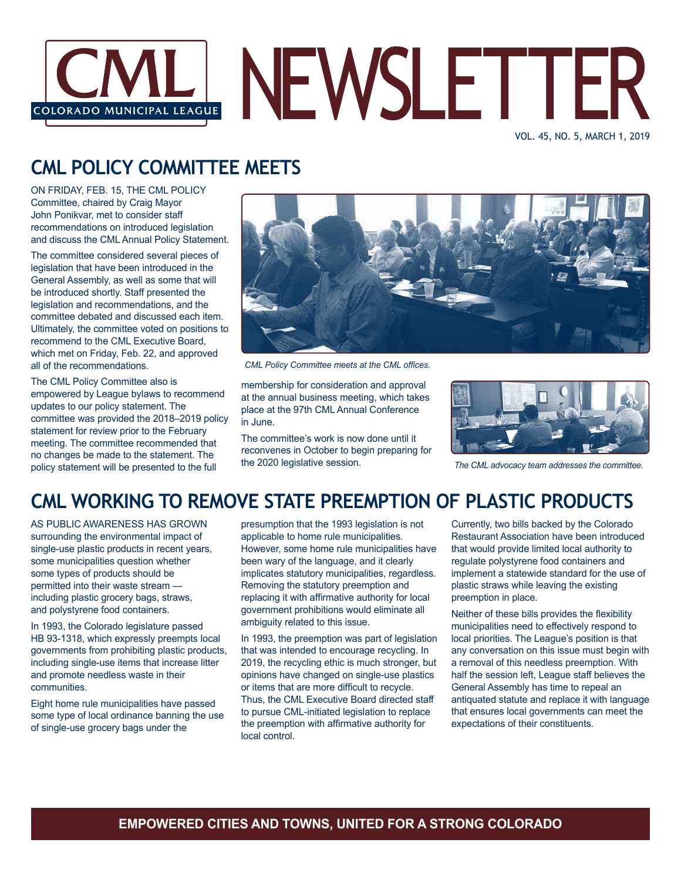# CML NEWSLETTER

COLORADO MUNICIPAL LEAGUE

VOL. 45, NO. 5, MARCH 1, 2019

## CML POLICY COMMITTEE MEETS

ON FRIDAY, FEB. 15, THE CML POLICY Committee, chaired by Craig Mayor John Ponikvar, met to consider staff recommendations on introduced legislation and discuss the CML Annual Policy Statement.

The committee considered several pieces of legislation that have been introduced in the General Assembly, as well as some that will be introduced shortly. Staff presented the legislation and recommendations, and the committee debated and discussed each item. Ultimately, the committee voted on positions to recommend to the CML Executive Board, which met on Friday, Feb. 22, and approved all of the recommendations.

The CML Policy Committee also is empowered by League bylaws to recommend updates to our policy statement. The committee was provided the 2018–2019 policy statement for review prior to the February meeting. The committee recommended that no changes be made to the statement. The policy statement will be presented to the full membership for consideration and approval at the annual business meeting, which takes place at the 97th CML Annual Conference in June.

The committee's work is now done until it reconvenes in October to begin preparing for the 2020 legislative session.

*CML Policy Committee meets at the CML offices.*

*The CML advocacy team addresses the committee.*

## CML WORKING TO REMOVE STATE PREEMPTION OF PLASTIC PRODUCTS

AS PUBLIC AWARENESS HAS GROWN surrounding the environmental impact of single-use plastic products in recent years, some municipalities question whether some types of products should be permitted into their waste stream — including plastic grocery bags, straws, and polystyrene food containers.

In 1993, the Colorado legislature passed HB 93-1318, which expressly preempts local governments from prohibiting plastic products, including single-use items that increase litter and promote needless waste in their communities.

Eight home rule municipalities have passed some type of local ordinance banning the use of single-use grocery bags under the presumption that the 1993 legislation is not applicable to home rule municipalities. However, some home rule municipalities have been wary of the language, and it clearly implicates statutory municipalities, regardless. Removing the statutory preemption and replacing it with affirmative authority for local government prohibitions would eliminate all ambiguity related to this issue.

In 1993, the preemption was part of legislation that was intended to encourage recycling. In 2019, the recycling ethic is much stronger, but opinions have changed on single-use plastics or items that are more difficult to recycle. Thus, the CML Executive Board directed staff to pursue CML-initiated legislation to replace the preemption with affirmative authority for local control.

Currently, two bills backed by the Colorado Restaurant Association have been introduced that would provide limited local authority to regulate polystyrene food containers and implement a statewide standard for the use of plastic straws while leaving the existing preemption in place.

Neither of these bills provides the flexibility municipalities need to effectively respond to local priorities. The League's position is that any conversation on this issue must begin with a removal of this needless preemption. With half the session left, League staff believes the General Assembly has time to repeal an antiquated statute and replace it with language that ensures local governments can meet the expectations of their constituents.

**EMPOWERED CITIES AND TOWNS, UNITED FOR A STRONG COLORADO**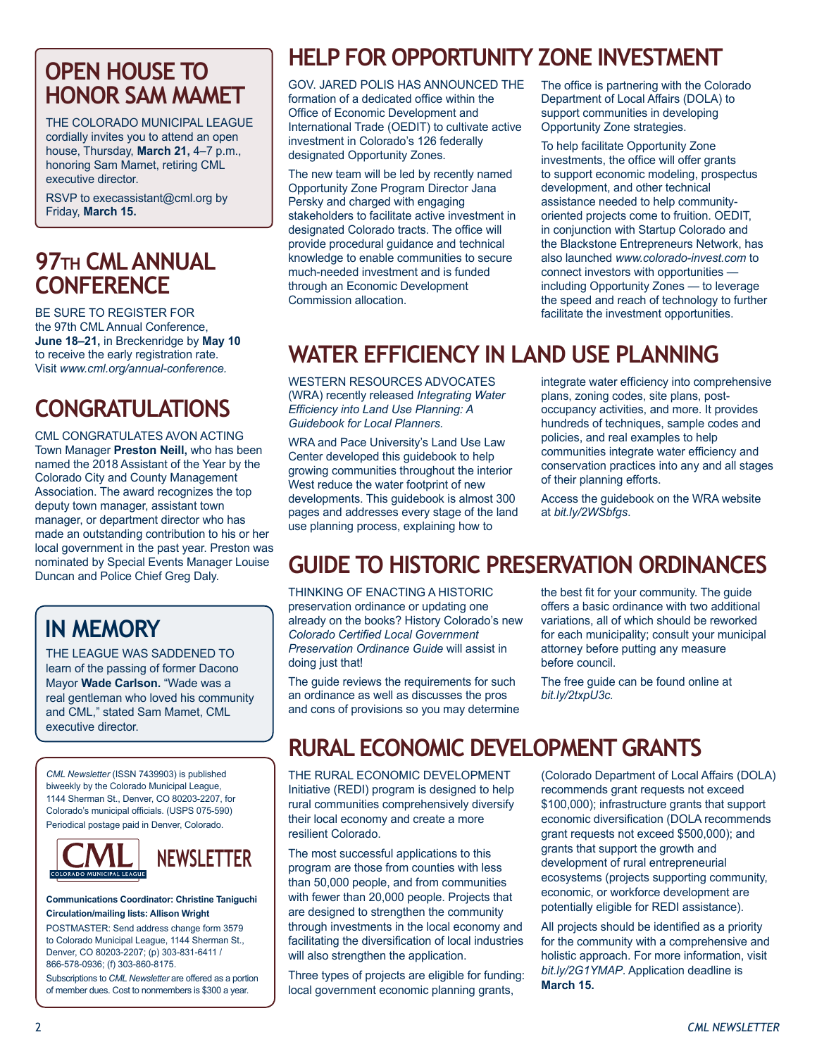## OPEN HOUSE TO HONOR SAM MAMET

THE COLORADO MUNICIPAL LEAGUE cordially invites you to attend an open house, Thursday, **March 21,** 4–7 p.m., honoring Sam Mamet, retiring CML executive director.

RSVP to execassistant@cml.org by Friday, **March 15.**

## 97TH CML ANNUAL CONFERENCE

BE SURE TO REGISTER FOR the 97th CML Annual Conference, **June 18–21,** in Breckenridge by **May 10** to receive the early registration rate. Visit *www.cml.org/annual-conference.*

## CONGRATULATIONS

CML CONGRATULATES AVON ACTING Town Manager **Preston Neill,** who has been named the 2018 Assistant of the Year by the Colorado City and County Management Association. The award recognizes the top deputy town manager, assistant town manager, or department director who has made an outstanding contribution to his or her local government in the past year. Preston was nominated by Special Events Manager Louise Duncan and Police Chief Greg Daly.

## IN MEMORY

THE LEAGUE WAS SADDENED TO learn of the passing of former Dacono Mayor **Wade Carlson.** "Wade was a real gentleman who loved his community and CML," stated Sam Mamet, CML executive director.

*CML Newsletter* (ISSN 7439903) is published biweekly by the Colorado Municipal League, 1144 Sherman St., Denver, CO 80203-2207, for Colorado's municipal officials. (USPS 075-590) Periodical postage paid in Denver, Colorado.

CML COLORADO MUNICIPAL LEAGUE NEWSLETTER

**Communications Coordinator: Christine Taniguchi**
**Circulation/mailing lists: Allison Wright**

POSTMASTER: Send address change form 3579 to Colorado Municipal League, 1144 Sherman St., Denver, CO 80203-2207; (p) 303-831-6411 / 866-578-0936; (f) 303-860-8175.

Subscriptions to *CML Newsletter* are offered as a portion of member dues. Cost to nonmembers is $300 a year.

## HELP FOR OPPORTUNITY ZONE INVESTMENT

GOV. JARED POLIS HAS ANNOUNCED THE formation of a dedicated office within the Office of Economic Development and International Trade (OEDIT) to cultivate active investment in Colorado's 126 federally designated Opportunity Zones.

The new team will be led by recently named Opportunity Zone Program Director Jana Persky and charged with engaging stakeholders to facilitate active investment in designated Colorado tracts. The office will provide procedural guidance and technical knowledge to enable communities to secure much-needed investment and is funded through an Economic Development Commission allocation.

The office is partnering with the Colorado Department of Local Affairs (DOLA) to support communities in developing Opportunity Zone strategies.

To help facilitate Opportunity Zone investments, the office will offer grants to support economic modeling, prospectus development, and other technical assistance needed to help community-oriented projects come to fruition. OEDIT, in conjunction with Startup Colorado and the Blackstone Entrepreneurs Network, has also launched *www.colorado-invest.com* to connect investors with opportunities — including Opportunity Zones — to leverage the speed and reach of technology to further facilitate the investment opportunities.

## WATER EFFICIENCY IN LAND USE PLANNING

WESTERN RESOURCES ADVOCATES (WRA) recently released *Integrating Water Efficiency into Land Use Planning: A Guidebook for Local Planners.*

WRA and Pace University's Land Use Law Center developed this guidebook to help growing communities throughout the interior West reduce the water footprint of new developments. This guidebook is almost 300 pages and addresses every stage of the land use planning process, explaining how to integrate water efficiency into comprehensive plans, zoning codes, site plans, post-occupancy activities, and more. It provides hundreds of techniques, sample codes and policies, and real examples to help communities integrate water efficiency and conservation practices into any and all stages of their planning efforts.

Access the guidebook on the WRA website at *bit.ly/2WSbfgs.*

## GUIDE TO HISTORIC PRESERVATION ORDINANCES

THINKING OF ENACTING A HISTORIC preservation ordinance or updating one already on the books? History Colorado's new *Colorado Certified Local Government Preservation Ordinance Guide* will assist in doing just that!

The guide reviews the requirements for such an ordinance as well as discusses the pros and cons of provisions so you may determine the best fit for your community. The guide offers a basic ordinance with two additional variations, all of which should be reworked for each municipality; consult your municipal attorney before putting any measure before council.

The free guide can be found online at *bit.ly/2txpU3c.*

## RURAL ECONOMIC DEVELOPMENT GRANTS

THE RURAL ECONOMIC DEVELOPMENT Initiative (REDI) program is designed to help rural communities comprehensively diversify their local economy and create a more resilient Colorado.

The most successful applications to this program are those from counties with less than 50,000 people, and from communities with fewer than 20,000 people. Projects that are designed to strengthen the community through investments in the local economy and facilitating the diversification of local industries will also strengthen the application.

Three types of projects are eligible for funding: local government economic planning grants, (Colorado Department of Local Affairs (DOLA) recommends grant requests not exceed $100,000); infrastructure grants that support economic diversification (DOLA recommends grant requests not exceed $500,000); and grants that support the growth and development of rural entrepreneurial ecosystems (projects supporting community, economic, or workforce development are potentially eligible for REDI assistance).

All projects should be identified as a priority for the community with a comprehensive and holistic approach. For more information, visit *bit.ly/2G1YMAP*. Application deadline is **March 15.**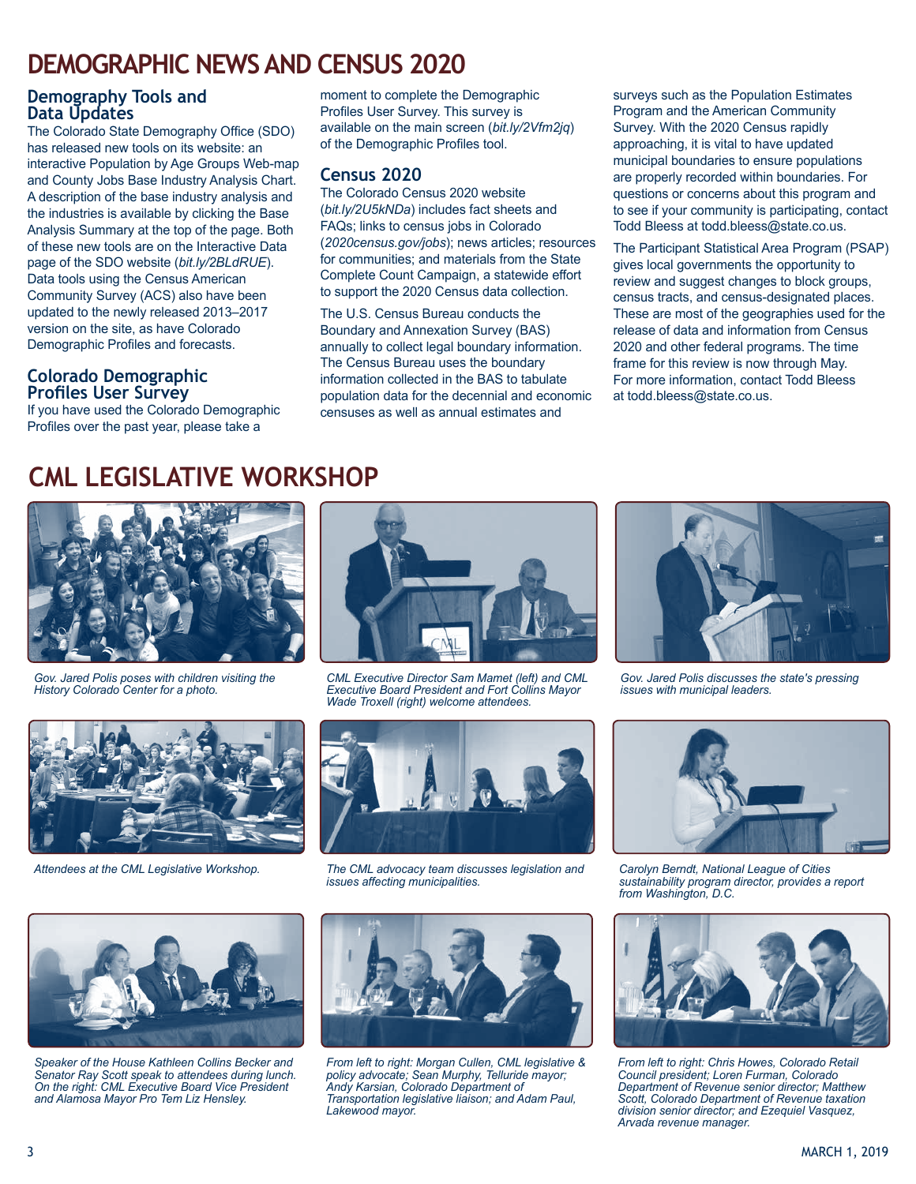# DEMOGRAPHIC NEWS AND CENSUS 2020

### Demography Tools and Data Updates

The Colorado State Demography Office (SDO) has released new tools on its website: an interactive Population by Age Groups Web-map and County Jobs Base Industry Analysis Chart. A description of the base industry analysis and the industries is available by clicking the Base Analysis Summary at the top of the page. Both of these new tools are on the Interactive Data page of the SDO website (*bit.ly/2BLdRUE*). Data tools using the Census American Community Survey (ACS) also have been updated to the newly released 2013–2017 version on the site, as have Colorado Demographic Profiles and forecasts.

### Colorado Demographic Profiles User Survey

If you have used the Colorado Demographic Profiles over the past year, please take a moment to complete the Demographic Profiles User Survey. This survey is available on the main screen (*bit.ly/2Vfm2jq*) of the Demographic Profiles tool.

### Census 2020

The Colorado Census 2020 website (*bit.ly/2U5kNDa*) includes fact sheets and FAQs; links to census jobs in Colorado (*2020census.gov/jobs*); news articles; resources for communities; and materials from the State Complete Count Campaign, a statewide effort to support the 2020 Census data collection.

The U.S. Census Bureau conducts the Boundary and Annexation Survey (BAS) annually to collect legal boundary information. The Census Bureau uses the boundary information collected in the BAS to tabulate population data for the decennial and economic censuses as well as annual estimates and surveys such as the Population Estimates Program and the American Community Survey. With the 2020 Census rapidly approaching, it is vital to have updated municipal boundaries to ensure populations are properly recorded within boundaries. For questions or concerns about this program and to see if your community is participating, contact Todd Bleess at todd.bleess@state.co.us.

The Participant Statistical Area Program (PSAP) gives local governments the opportunity to review and suggest changes to block groups, census tracts, and census-designated places. These are most of the geographies used for the release of data and information from Census 2020 and other federal programs. The time frame for this review is now through May. For more information, contact Todd Bleess at todd.bleess@state.co.us.

# CML LEGISLATIVE WORKSHOP

*Gov. Jared Polis poses with children visiting the History Colorado Center for a photo.*

*CML Executive Director Sam Mamet (left) and CML Executive Board President and Fort Collins Mayor Wade Troxell (right) welcome attendees.*

*Gov. Jared Polis discusses the state's pressing issues with municipal leaders.*

*Attendees at the CML Legislative Workshop.*

*The CML advocacy team discusses legislation and issues affecting municipalities.*

*Carolyn Berndt, National League of Cities sustainability program director, provides a report from Washington, D.C.*

*Speaker of the House Kathleen Collins Becker and Senator Ray Scott speak to attendees during lunch. On the right: CML Executive Board Vice President and Alamosa Mayor Pro Tem Liz Hensley.*

*From left to right: Morgan Cullen, CML legislative & policy advocate; Sean Murphy, Telluride mayor; Andy Karsian, Colorado Department of Transportation legislative liaison; and Adam Paul, Lakewood mayor.*

*From left to right: Chris Howes, Colorado Retail Council president; Loren Furman, Colorado Department of Revenue senior director; Matthew Scott, Colorado Department of Revenue taxation division senior director; and Ezequiel Vasquez, Arvada revenue manager.*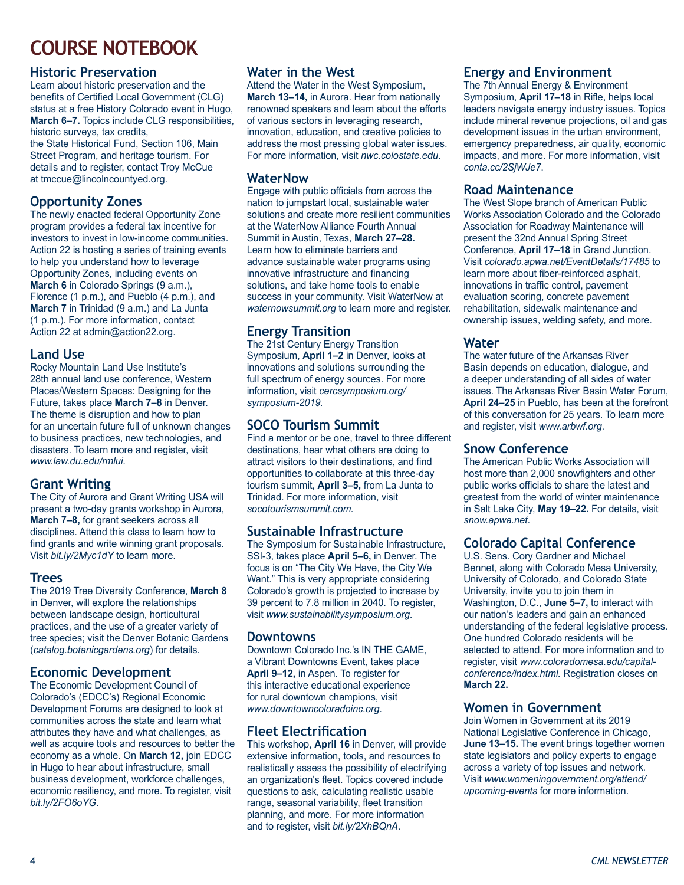# COURSE NOTEBOOK

## Historic Preservation

Learn about historic preservation and the benefits of Certified Local Government (CLG) status at a free History Colorado event in Hugo, **March 6–7.** Topics include CLG responsibilities, historic surveys, tax credits, the State Historical Fund, Section 106, Main Street Program, and heritage tourism. For details and to register, contact Troy McCue at tmccue@lincolncountyed.org.

## Opportunity Zones

The newly enacted federal Opportunity Zone program provides a federal tax incentive for investors to invest in low-income communities. Action 22 is hosting a series of training events to help you understand how to leverage Opportunity Zones, including events on **March 6** in Colorado Springs (9 a.m.), Florence (1 p.m.), and Pueblo (4 p.m.), and **March 7** in Trinidad (9 a.m.) and La Junta (1 p.m.). For more information, contact Action 22 at admin@action22.org.

## Land Use

Rocky Mountain Land Use Institute's 28th annual land use conference, Western Places/Western Spaces: Designing for the Future, takes place **March 7–8** in Denver. The theme is disruption and how to plan for an uncertain future full of unknown changes to business practices, new technologies, and disasters. To learn more and register, visit *www.law.du.edu/rmlui*.

## Grant Writing

The City of Aurora and Grant Writing USA will present a two-day grants workshop in Aurora, **March 7–8,** for grant seekers across all disciplines. Attend this class to learn how to find grants and write winning grant proposals. Visit *bit.ly/2Myc1dY* to learn more.

## Trees

The 2019 Tree Diversity Conference, **March 8** in Denver, will explore the relationships between landscape design, horticultural practices, and the use of a greater variety of tree species; visit the Denver Botanic Gardens (*catalog.botanicgardens.org*) for details.

## Economic Development

The Economic Development Council of Colorado's (EDCC's) Regional Economic Development Forums are designed to look at communities across the state and learn what attributes they have and what challenges, as well as acquire tools and resources to better the economy as a whole. On **March 12,** join EDCC in Hugo to hear about infrastructure, small business development, workforce challenges, economic resiliency, and more. To register, visit *bit.ly/2FO6oYG*.

## Water in the West

Attend the Water in the West Symposium, **March 13–14,** in Aurora. Hear from nationally renowned speakers and learn about the efforts of various sectors in leveraging research, innovation, education, and creative policies to address the most pressing global water issues. For more information, visit *nwc.colostate.edu*.

## WaterNow

Engage with public officials from across the nation to jumpstart local, sustainable water solutions and create more resilient communities at the WaterNow Alliance Fourth Annual Summit in Austin, Texas, **March 27–28.** Learn how to eliminate barriers and advance sustainable water programs using innovative infrastructure and financing solutions, and take home tools to enable success in your community. Visit WaterNow at *waternowsummit.org* to learn more and register.

## Energy Transition

The 21st Century Energy Transition Symposium, **April 1–2** in Denver, looks at innovations and solutions surrounding the full spectrum of energy sources. For more information, visit *cercsymposium.org/symposium-2019*.

## SOCO Tourism Summit

Find a mentor or be one, travel to three different destinations, hear what others are doing to attract visitors to their destinations, and find opportunities to collaborate at this three-day tourism summit, **April 3–5,** from La Junta to Trinidad. For more information, visit *socotourismsummit.com*.

## Sustainable Infrastructure

The Symposium for Sustainable Infrastructure, SSI-3, takes place **April 5–6,** in Denver. The focus is on "The City We Have, the City We Want." This is very appropriate considering Colorado's growth is projected to increase by 39 percent to 7.8 million in 2040. To register, visit *www.sustainabilitysymposium.org*.

## Downtowns

Downtown Colorado Inc.'s IN THE GAME, a Vibrant Downtowns Event, takes place **April 9–12,** in Aspen. To register for this interactive educational experience for rural downtown champions, visit *www.downtowncoloradoinc.org*.

## Fleet Electrification

This workshop, **April 16** in Denver, will provide extensive information, tools, and resources to realistically assess the possibility of electrifying an organization's fleet. Topics covered include questions to ask, calculating realistic usable range, seasonal variability, fleet transition planning, and more. For more information and to register, visit *bit.ly/2XhBQnA*.

## Energy and Environment

The 7th Annual Energy & Environment Symposium, **April 17–18** in Rifle, helps local leaders navigate energy industry issues. Topics include mineral revenue projections, oil and gas development issues in the urban environment, emergency preparedness, air quality, economic impacts, and more. For more information, visit *conta.cc/2SjWJe7*.

## Road Maintenance

The West Slope branch of American Public Works Association Colorado and the Colorado Association for Roadway Maintenance will present the 32nd Annual Spring Street Conference, **April 17–18** in Grand Junction. Visit *colorado.apwa.net/EventDetails/17485* to learn more about fiber-reinforced asphalt, innovations in traffic control, pavement evaluation scoring, concrete pavement rehabilitation, sidewalk maintenance and ownership issues, welding safety, and more.

## Water

The water future of the Arkansas River Basin depends on education, dialogue, and a deeper understanding of all sides of water issues. The Arkansas River Basin Water Forum, **April 24–25** in Pueblo, has been at the forefront of this conversation for 25 years. To learn more and register, visit *www.arbwf.org*.

## Snow Conference

The American Public Works Association will host more than 2,000 snowfighters and other public works officials to share the latest and greatest from the world of winter maintenance in Salt Lake City, **May 19–22.** For details, visit *snow.apwa.net*.

## Colorado Capital Conference

U.S. Sens. Cory Gardner and Michael Bennet, along with Colorado Mesa University, University of Colorado, and Colorado State University, invite you to join them in Washington, D.C., **June 5–7,** to interact with our nation's leaders and gain an enhanced understanding of the federal legislative process. One hundred Colorado residents will be selected to attend. For more information and to register, visit *www.coloradomesa.edu/capital-conference/index.html.* Registration closes on **March 22.**

## Women in Government

Join Women in Government at its 2019 National Legislative Conference in Chicago, **June 13–15.** The event brings together women state legislators and policy experts to engage across a variety of top issues and network. Visit *www.womeningovernment.org/attend/upcoming-events* for more information.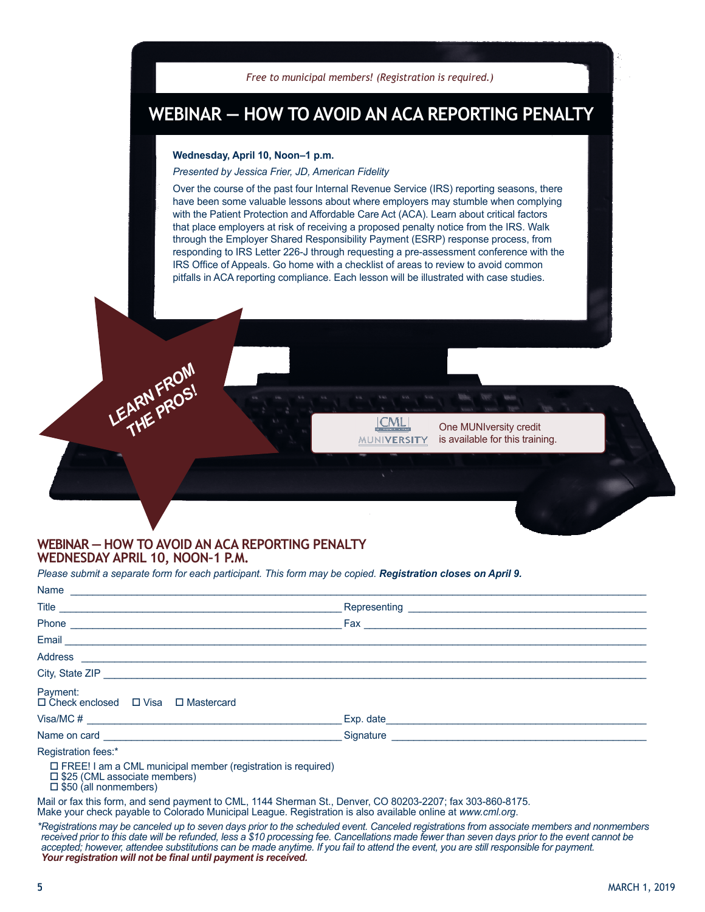*Free to municipal members! (Registration is required.)*

# WEBINAR — HOW TO AVOID AN ACA REPORTING PENALTY

**Wednesday, April 10, Noon–1 p.m.**

*Presented by Jessica Frier, JD, American Fidelity*

Over the course of the past four Internal Revenue Service (IRS) reporting seasons, there have been some valuable lessons about where employers may stumble when complying with the Patient Protection and Affordable Care Act (ACA). Learn about critical factors that place employers at risk of receiving a proposed penalty notice from the IRS. Walk through the Employer Shared Responsibility Payment (ESRP) response process, from responding to IRS Letter 226-J through requesting a pre-assessment conference with the IRS Office of Appeals. Go home with a checklist of areas to review to avoid common pitfalls in ACA reporting compliance. Each lesson will be illustrated with case studies.

LEARN FROM THE PROS!

CML MUNIVERSITY — One MUNIversity credit is available for this training.

## WEBINAR — HOW TO AVOID AN ACA REPORTING PENALTY
## WEDNESDAY APRIL 10, NOON–1 P.M.

*Please submit a separate form for each participant. This form may be copied.* ***Registration closes on April 9.***

Name ______________________________________________

Title ______________________ Representing ______________________

Phone ______________________ Fax ______________________

Email ______________________________________________

Address ______________________________________________

City, State ZIP ______________________________________________

Payment:
☐ Check enclosed ☐ Visa ☐ Mastercard

Visa/MC # ______________________ Exp. date ______________________

Name on card ______________________ Signature ______________________

Registration fees:*

☐ FREE! I am a CML municipal member (registration is required)
☐ $25 (CML associate members)
☐ $50 (all nonmembers)

Mail or fax this form, and send payment to CML, 1144 Sherman St., Denver, CO 80203-2207; fax 303-860-8175.
Make your check payable to Colorado Municipal League. Registration is also available online at *www.cml.org*.

*\*Registrations may be canceled up to seven days prior to the scheduled event. Canceled registrations from associate members and nonmembers received prior to this date will be refunded, less a $10 processing fee. Cancellations made fewer than seven days prior to the event cannot be accepted; however, attendee substitutions can be made anytime. If you fail to attend the event, you are still responsible for payment.*
***Your registration will not be final until payment is received.***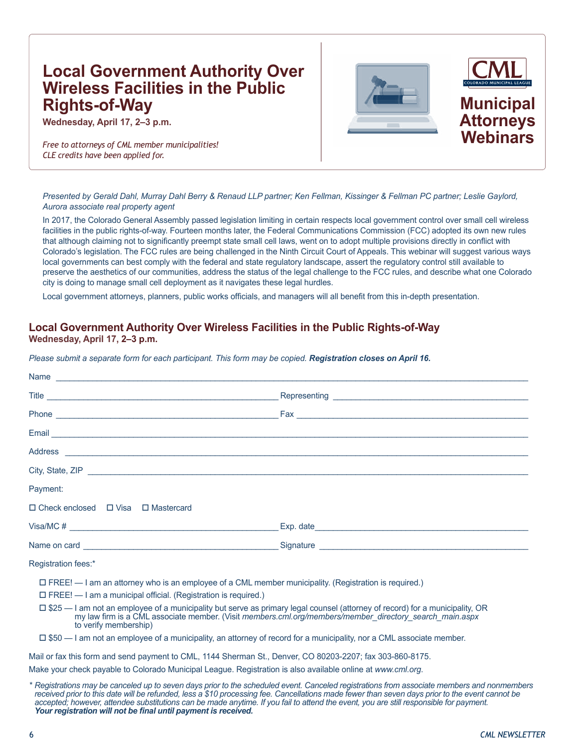# Local Government Authority Over Wireless Facilities in the Public Rights-of-Way

**Wednesday, April 17, 2–3 p.m.**

*Free to attorneys of CML member municipalities!*
*CLE credits have been applied for.*

CML — COLORADO MUNICIPAL LEAGUE

**Municipal Attorneys Webinars**

*Presented by Gerald Dahl, Murray Dahl Berry & Renaud LLP partner; Ken Fellman, Kissinger & Fellman PC partner; Leslie Gaylord, Aurora associate real property agent*

In 2017, the Colorado General Assembly passed legislation limiting in certain respects local government control over small cell wireless facilities in the public rights-of-way. Fourteen months later, the Federal Communications Commission (FCC) adopted its own new rules that although claiming not to significantly preempt state small cell laws, went on to adopt multiple provisions directly in conflict with Colorado's legislation. The FCC rules are being challenged in the Ninth Circuit Court of Appeals. This webinar will suggest various ways local governments can best comply with the federal and state regulatory landscape, assert the regulatory control still available to preserve the aesthetics of our communities, address the status of the legal challenge to the FCC rules, and describe what one Colorado city is doing to manage small cell deployment as it navigates these legal hurdles.

Local government attorneys, planners, public works officials, and managers will all benefit from this in-depth presentation.

## Local Government Authority Over Wireless Facilities in the Public Rights-of-Way

**Wednesday, April 17, 2–3 p.m.**

*Please submit a separate form for each participant. This form may be copied.* ***Registration closes on April 16.***

Name ______________________________________________

Title ______________________ Representing ______________________

Phone ______________________ Fax ______________________

Email ______________________________________________

Address ______________________________________________

City, State, ZIP ______________________________________________

Payment:

☐ Check enclosed ☐ Visa ☐ Mastercard

Visa/MC # ______________________ Exp. date ______________________

Name on card ______________________ Signature ______________________

Registration fees:*

- ☐ FREE! — I am an attorney who is an employee of a CML member municipality. (Registration is required.)
- ☐ FREE! — I am a municipal official. (Registration is required.)
- ☐ $25 — I am not an employee of a municipality but serve as primary legal counsel (attorney of record) for a municipality, OR my law firm is a CML associate member. (Visit *members.cml.org/members/member_directory_search_main.aspx* to verify membership)
- ☐ $50 — I am not an employee of a municipality, an attorney of record for a municipality, nor a CML associate member.

Mail or fax this form and send payment to CML, 1144 Sherman St., Denver, CO 80203-2207; fax 303-860-8175.

Make your check payable to Colorado Municipal League. Registration is also available online at *www.cml.org*.

*\* Registrations may be canceled up to seven days prior to the scheduled event. Canceled registrations from associate members and nonmembers received prior to this date will be refunded, less a $10 processing fee. Cancellations made fewer than seven days prior to the event cannot be accepted; however, attendee substitutions can be made anytime. If you fail to attend the event, you are still responsible for payment.*
***Your registration will not be final until payment is received.***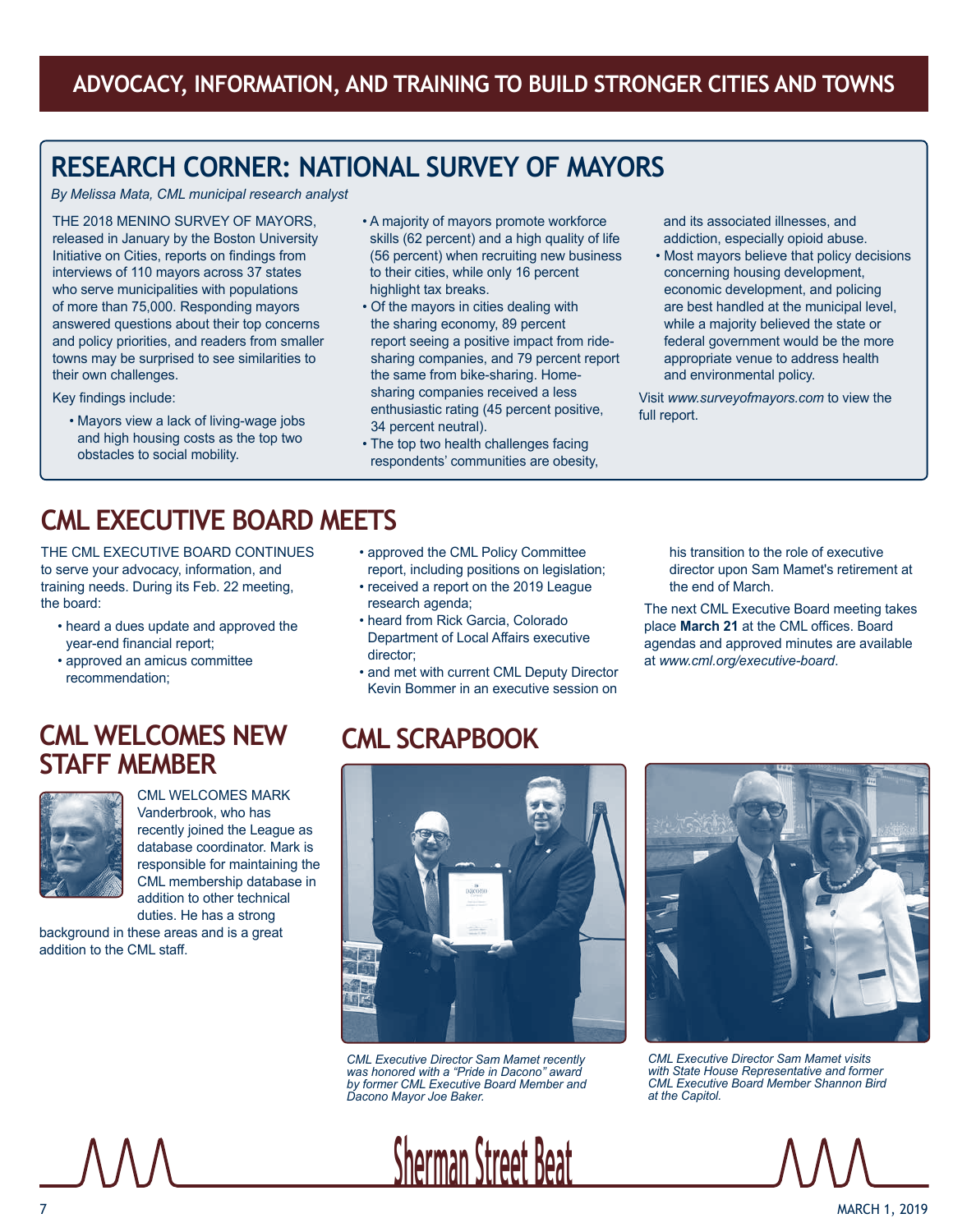# ADVOCACY, INFORMATION, AND TRAINING TO BUILD STRONGER CITIES AND TOWNS

## RESEARCH CORNER: NATIONAL SURVEY OF MAYORS

*By Melissa Mata, CML municipal research analyst*

THE 2018 MENINO SURVEY OF MAYORS, released in January by the Boston University Initiative on Cities, reports on findings from interviews of 110 mayors across 37 states who serve municipalities with populations of more than 75,000. Responding mayors answered questions about their top concerns and policy priorities, and readers from smaller towns may be surprised to see similarities to their own challenges.

Key findings include:

- Mayors view a lack of living-wage jobs and high housing costs as the top two obstacles to social mobility.
- A majority of mayors promote workforce skills (62 percent) and a high quality of life (56 percent) when recruiting new business to their cities, while only 16 percent highlight tax breaks.
- Of the mayors in cities dealing with the sharing economy, 89 percent report seeing a positive impact from ride-sharing companies, and 79 percent report the same from bike-sharing. Home-sharing companies received a less enthusiastic rating (45 percent positive, 34 percent neutral).
- The top two health challenges facing respondents' communities are obesity, and its associated illnesses, and addiction, especially opioid abuse.
- Most mayors believe that policy decisions concerning housing development, economic development, and policing are best handled at the municipal level, while a majority believed the state or federal government would be the more appropriate venue to address health and environmental policy.

Visit *www.surveyofmayors.com* to view the full report.

## CML EXECUTIVE BOARD MEETS

THE CML EXECUTIVE BOARD CONTINUES to serve your advocacy, information, and training needs. During its Feb. 22 meeting, the board:

- heard a dues update and approved the year-end financial report;
- approved an amicus committee recommendation;
- approved the CML Policy Committee report, including positions on legislation;
- received a report on the 2019 League research agenda;
- heard from Rick Garcia, Colorado Department of Local Affairs executive director;
- and met with current CML Deputy Director Kevin Bommer in an executive session on his transition to the role of executive director upon Sam Mamet's retirement at the end of March.

The next CML Executive Board meeting takes place **March 21** at the CML offices. Board agendas and approved minutes are available at *www.cml.org/executive-board*.

## CML WELCOMES NEW STAFF MEMBER

CML WELCOMES MARK Vanderbrook, who has recently joined the League as database coordinator. Mark is responsible for maintaining the CML membership database in addition to other technical duties. He has a strong background in these areas and is a great addition to the CML staff.

## CML SCRAPBOOK

*CML Executive Director Sam Mamet recently was honored with a "Pride in Dacono" award by former CML Executive Board Member and Dacono Mayor Joe Baker.*

*CML Executive Director Sam Mamet visits with State House Representative and former CML Executive Board Member Shannon Bird at the Capitol.*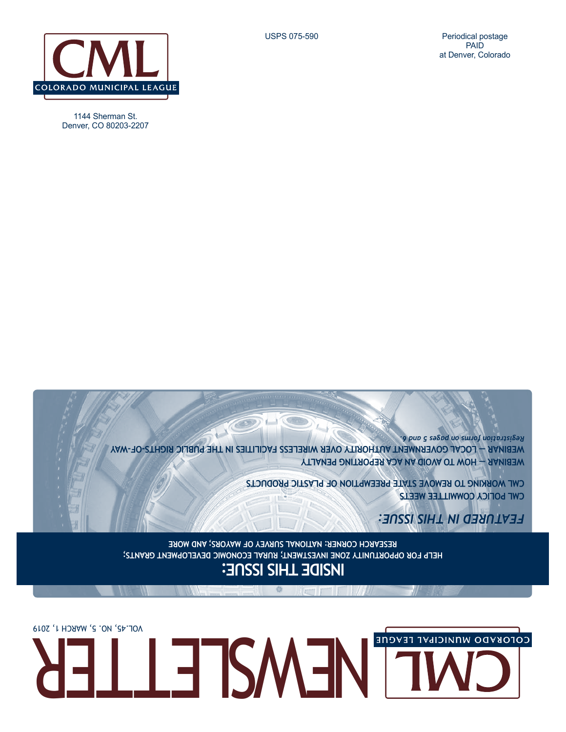COLORADO MUNICIPAL LEAGUE

1144 Sherman St.
Denver, CO 80203-2207

USPS 075-590

Periodical postage
PAID
at Denver, Colorado

# CML NEWSLETTER

COLORADO MUNICIPAL LEAGUE

VOL.45, NO. 5, MARCH 1, 2019

## INSIDE THIS ISSUE:

HELP FOR OPPORTUNITY ZONE INVESTMENT; RURAL ECONOMIC DEVELOPMENT GRANTS; RESEARCH CORNER: NATIONAL SURVEY OF MAYORS; AND MORE

## *FEATURED IN THIS ISSUE:*

CML POLICY COMMITTEE MEETS

CML WORKING TO REMOVE STATE PREEMPTION OF PLASTIC PRODUCTS

WEBINAR — HOW TO AVOID AN ACA REPORTING PENALTY

WEBINAR — LOCAL GOVERNMENT AUTHORITY OVER WIRELESS FACILITIES IN THE PUBLIC RIGHTS-OF-WAY

*Registration forms on pages 5 and 6.*